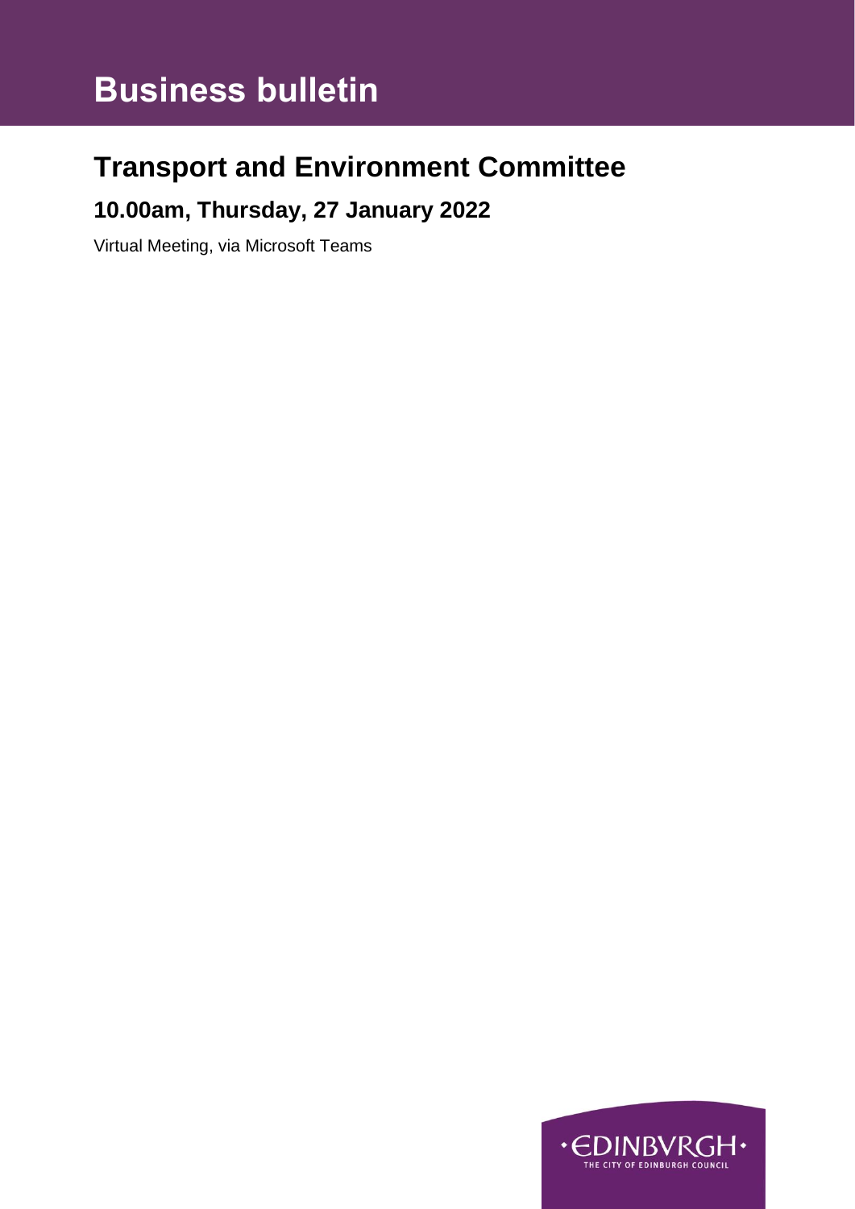# Business bulletin

## Transport and Environment Committee

### 10.00am, Thursday, 27 January 2022

Virtual Meeting, via Microsoft Teams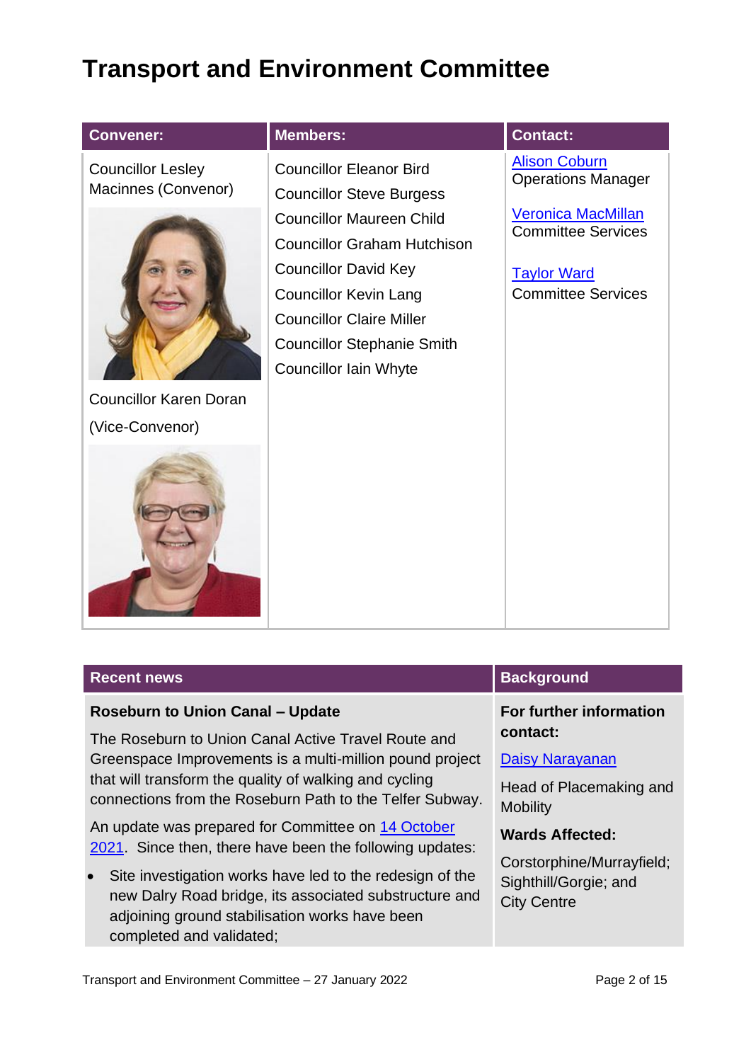# Transport and Environment Committee

| Convener: | Members: | Contact: |
|---|---|---|
| Councillor Lesley Macinnes (Convenor)<br><br>Councillor Karen Doran (Vice-Convenor) | Councillor Eleanor Bird<br>Councillor Steve Burgess<br>Councillor Maureen Child<br>Councillor Graham Hutchison<br>Councillor David Key<br>Councillor Kevin Lang<br>Councillor Claire Miller<br>Councillor Stephanie Smith<br>Councillor Iain Whyte | [Alison Coburn](#)<br>Operations Manager<br><br>[Veronica MacMillan](#)<br>Committee Services<br><br>[Taylor Ward](#)<br>Committee Services |

| Recent news | Background |
|---|---|
| **Roseburn to Union Canal – Update** | **For further information contact:** |

## Recent news

**Roseburn to Union Canal – Update**

The Roseburn to Union Canal Active Travel Route and Greenspace Improvements is a multi-million pound project that will transform the quality of walking and cycling connections from the Roseburn Path to the Telfer Subway.

An update was prepared for Committee on [14 October 2021](#). Since then, there have been the following updates:

- Site investigation works have led to the redesign of the new Dalry Road bridge, its associated substructure and adjoining ground stabilisation works have been completed and validated;

## Background

**For further information contact:**

[Daisy Narayanan](#)

Head of Placemaking and Mobility

**Wards Affected:**

Corstorphine/Murrayfield; Sighthill/Gorgie; and City Centre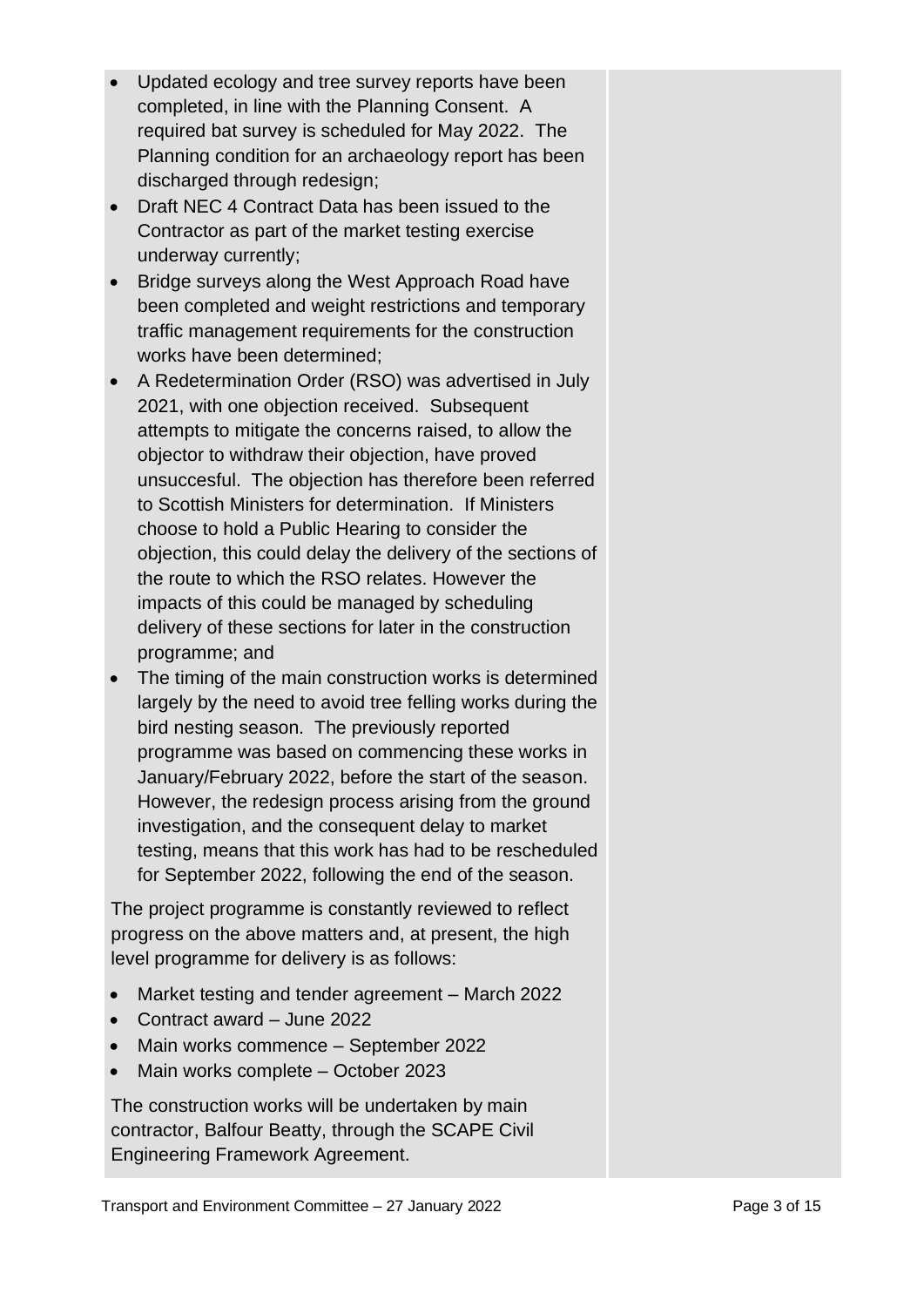- Updated ecology and tree survey reports have been completed, in line with the Planning Consent. A required bat survey is scheduled for May 2022. The Planning condition for an archaeology report has been discharged through redesign;
- Draft NEC 4 Contract Data has been issued to the Contractor as part of the market testing exercise underway currently;
- Bridge surveys along the West Approach Road have been completed and weight restrictions and temporary traffic management requirements for the construction works have been determined;
- A Redetermination Order (RSO) was advertised in July 2021, with one objection received. Subsequent attempts to mitigate the concerns raised, to allow the objector to withdraw their objection, have proved unsuccesful. The objection has therefore been referred to Scottish Ministers for determination. If Ministers choose to hold a Public Hearing to consider the objection, this could delay the delivery of the sections of the route to which the RSO relates. However the impacts of this could be managed by scheduling delivery of these sections for later in the construction programme; and
- The timing of the main construction works is determined largely by the need to avoid tree felling works during the bird nesting season. The previously reported programme was based on commencing these works in January/February 2022, before the start of the season. However, the redesign process arising from the ground investigation, and the consequent delay to market testing, means that this work has had to be rescheduled for September 2022, following the end of the season.

The project programme is constantly reviewed to reflect progress on the above matters and, at present, the high level programme for delivery is as follows:

- Market testing and tender agreement – March 2022
- Contract award – June 2022
- Main works commence – September 2022
- Main works complete – October 2023

The construction works will be undertaken by main contractor, Balfour Beatty, through the SCAPE Civil Engineering Framework Agreement.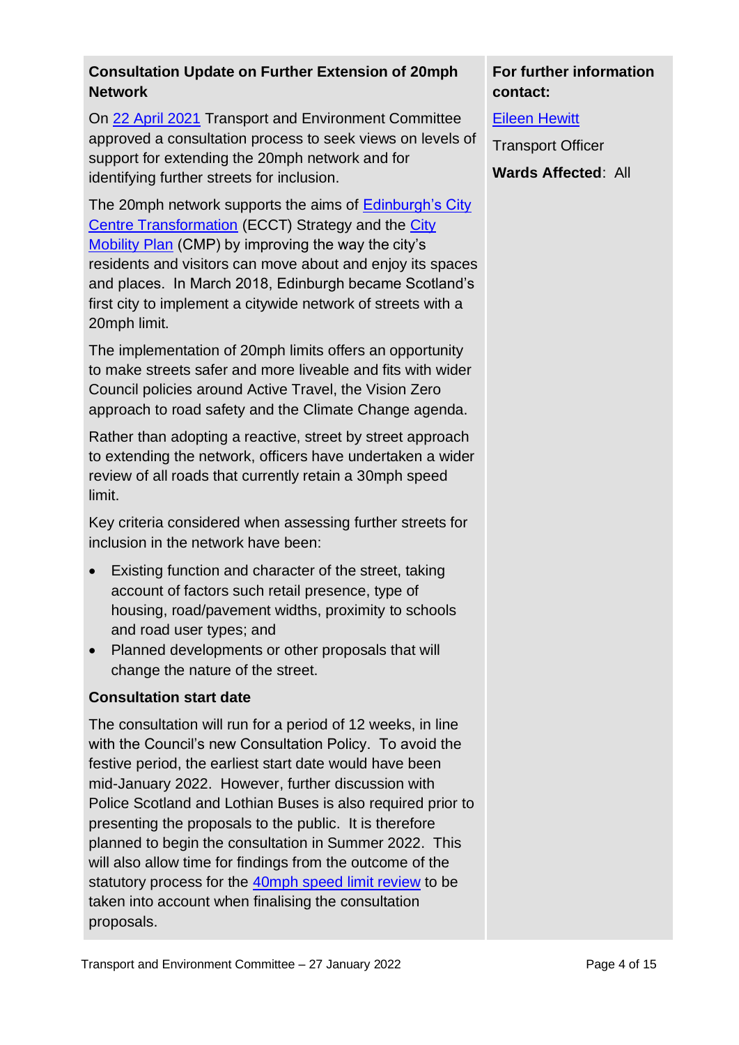**Consultation Update on Further Extension of 20mph Network**

On 22 April 2021 Transport and Environment Committee approved a consultation process to seek views on levels of support for extending the 20mph network and for identifying further streets for inclusion.

The 20mph network supports the aims of Edinburgh's City Centre Transformation (ECCT) Strategy and the City Mobility Plan (CMP) by improving the way the city's residents and visitors can move about and enjoy its spaces and places. In March 2018, Edinburgh became Scotland's first city to implement a citywide network of streets with a 20mph limit.

The implementation of 20mph limits offers an opportunity to make streets safer and more liveable and fits with wider Council policies around Active Travel, the Vision Zero approach to road safety and the Climate Change agenda.

Rather than adopting a reactive, street by street approach to extending the network, officers have undertaken a wider review of all roads that currently retain a 30mph speed limit.

Key criteria considered when assessing further streets for inclusion in the network have been:

- Existing function and character of the street, taking account of factors such retail presence, type of housing, road/pavement widths, proximity to schools and road user types; and
- Planned developments or other proposals that will change the nature of the street.

**Consultation start date**

The consultation will run for a period of 12 weeks, in line with the Council's new Consultation Policy. To avoid the festive period, the earliest start date would have been mid-January 2022. However, further discussion with Police Scotland and Lothian Buses is also required prior to presenting the proposals to the public. It is therefore planned to begin the consultation in Summer 2022. This will also allow time for findings from the outcome of the statutory process for the 40mph speed limit review to be taken into account when finalising the consultation proposals.

**For further information contact:**

Eileen Hewitt

Transport Officer

**Wards Affected**: All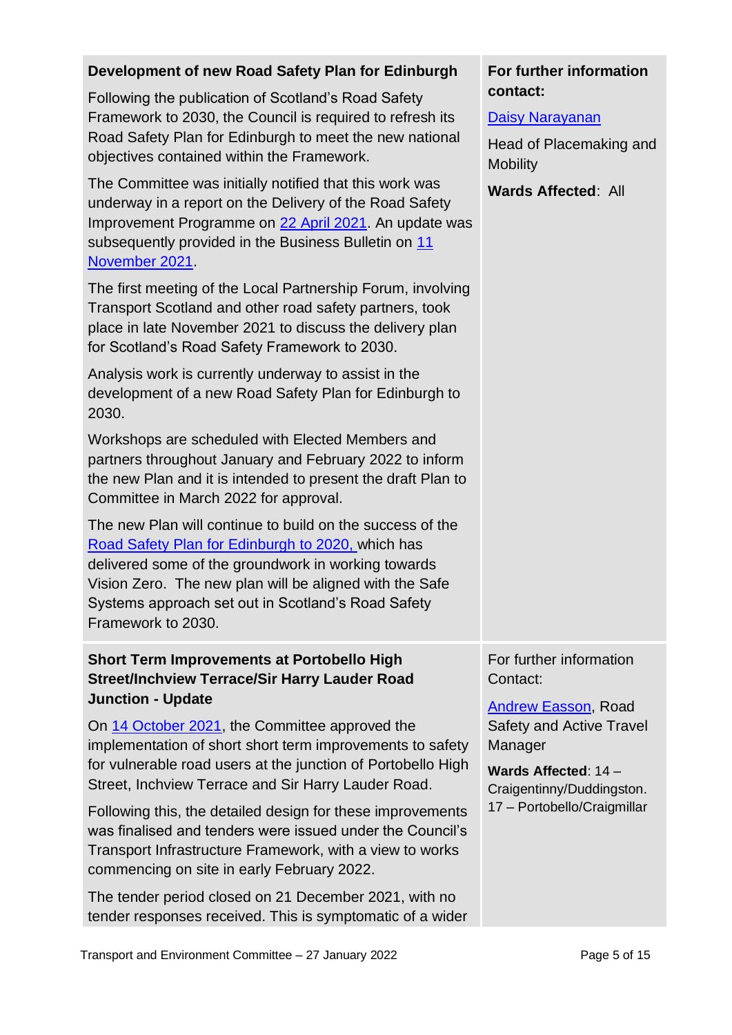| | |
|---|---|
| **Development of new Road Safety Plan for Edinburgh**<br><br>Following the publication of Scotland's Road Safety Framework to 2030, the Council is required to refresh its Road Safety Plan for Edinburgh to meet the new national objectives contained within the Framework.<br><br>The Committee was initially notified that this work was underway in a report on the Delivery of the Road Safety Improvement Programme on 22 April 2021. An update was subsequently provided in the Business Bulletin on 11 November 2021.<br><br>The first meeting of the Local Partnership Forum, involving Transport Scotland and other road safety partners, took place in late November 2021 to discuss the delivery plan for Scotland's Road Safety Framework to 2030.<br><br>Analysis work is currently underway to assist in the development of a new Road Safety Plan for Edinburgh to 2030.<br><br>Workshops are scheduled with Elected Members and partners throughout January and February 2022 to inform the new Plan and it is intended to present the draft Plan to Committee in March 2022 for approval.<br><br>The new Plan will continue to build on the success of the Road Safety Plan for Edinburgh to 2020, which has delivered some of the groundwork in working towards Vision Zero. The new plan will be aligned with the Safe Systems approach set out in Scotland's Road Safety Framework to 2030. | **For further information contact:**<br><br>Daisy Narayanan<br><br>Head of Placemaking and Mobility<br><br>**Wards Affected**: All |
| **Short Term Improvements at Portobello High Street/Inchview Terrace/Sir Harry Lauder Road Junction - Update**<br><br>On 14 October 2021, the Committee approved the implementation of short short term improvements to safety for vulnerable road users at the junction of Portobello High Street, Inchview Terrace and Sir Harry Lauder Road.<br><br>Following this, the detailed design for these improvements was finalised and tenders were issued under the Council's Transport Infrastructure Framework, with a view to works commencing on site in early February 2022.<br><br>The tender period closed on 21 December 2021, with no tender responses received. This is symptomatic of a wider | For further information Contact:<br><br>Andrew Easson, Road Safety and Active Travel Manager<br><br>**Wards Affected**: 14 – Craigentinny/Duddingston. 17 – Portobello/Craigmillar |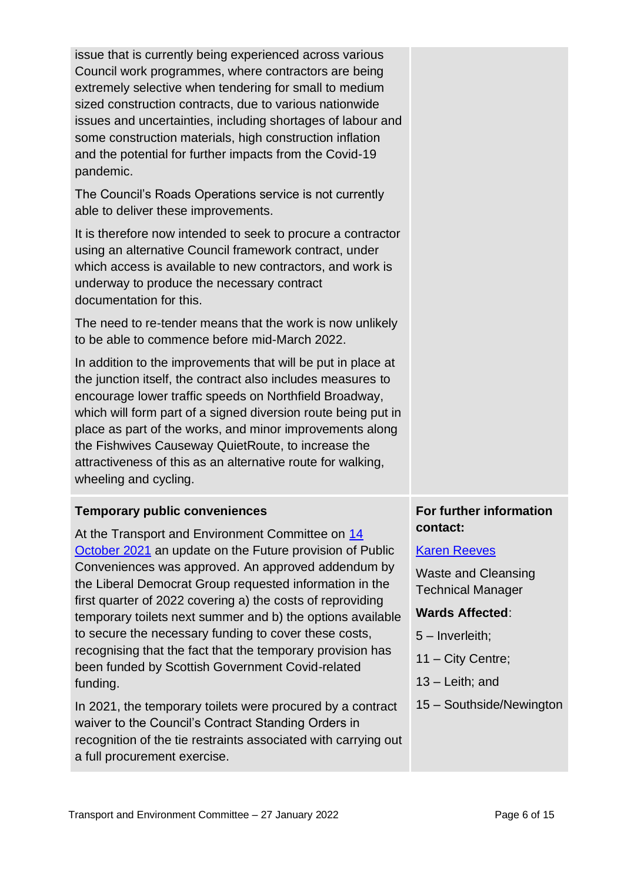issue that is currently being experienced across various Council work programmes, where contractors are being extremely selective when tendering for small to medium sized construction contracts, due to various nationwide issues and uncertainties, including shortages of labour and some construction materials, high construction inflation and the potential for further impacts from the Covid-19 pandemic.

The Council's Roads Operations service is not currently able to deliver these improvements.

It is therefore now intended to seek to procure a contractor using an alternative Council framework contract, under which access is available to new contractors, and work is underway to produce the necessary contract documentation for this.

The need to re-tender means that the work is now unlikely to be able to commence before mid-March 2022.

In addition to the improvements that will be put in place at the junction itself, the contract also includes measures to encourage lower traffic speeds on Northfield Broadway, which will form part of a signed diversion route being put in place as part of the works, and minor improvements along the Fishwives Causeway QuietRoute, to increase the attractiveness of this as an alternative route for walking, wheeling and cycling.

**Temporary public conveniences**

At the Transport and Environment Committee on [14 October 2021](#) an update on the Future provision of Public Conveniences was approved. An approved addendum by the Liberal Democrat Group requested information in the first quarter of 2022 covering a) the costs of reproviding temporary toilets next summer and b) the options available to secure the necessary funding to cover these costs, recognising that the fact that the temporary provision has been funded by Scottish Government Covid-related funding.

In 2021, the temporary toilets were procured by a contract waiver to the Council's Contract Standing Orders in recognition of the tie restraints associated with carrying out a full procurement exercise.

**For further information contact:**

[Karen Reeves](#)

Waste and Cleansing Technical Manager

**Wards Affected**:

5 – Inverleith;

11 – City Centre;

13 – Leith; and

15 – Southside/Newington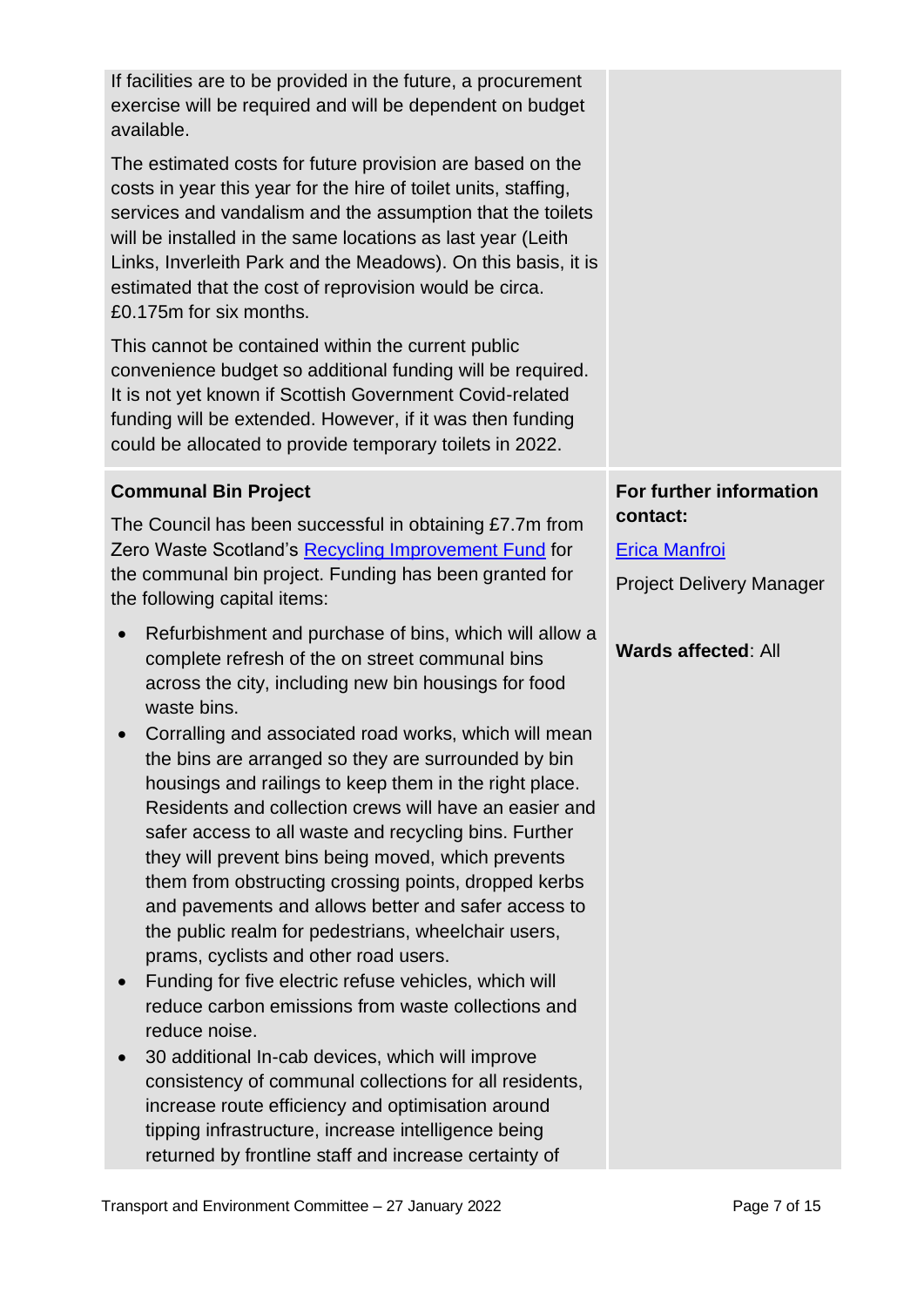If facilities are to be provided in the future, a procurement exercise will be required and will be dependent on budget available.

The estimated costs for future provision are based on the costs in year this year for the hire of toilet units, staffing, services and vandalism and the assumption that the toilets will be installed in the same locations as last year (Leith Links, Inverleith Park and the Meadows). On this basis, it is estimated that the cost of reprovision would be circa. £0.175m for six months.

This cannot be contained within the current public convenience budget so additional funding will be required. It is not yet known if Scottish Government Covid-related funding will be extended. However, if it was then funding could be allocated to provide temporary toilets in 2022.

**Communal Bin Project**

The Council has been successful in obtaining £7.7m from Zero Waste Scotland's Recycling Improvement Fund for the communal bin project. Funding has been granted for the following capital items:

- Refurbishment and purchase of bins, which will allow a complete refresh of the on street communal bins across the city, including new bin housings for food waste bins.
- Corralling and associated road works, which will mean the bins are arranged so they are surrounded by bin housings and railings to keep them in the right place. Residents and collection crews will have an easier and safer access to all waste and recycling bins. Further they will prevent bins being moved, which prevents them from obstructing crossing points, dropped kerbs and pavements and allows better and safer access to the public realm for pedestrians, wheelchair users, prams, cyclists and other road users.
- Funding for five electric refuse vehicles, which will reduce carbon emissions from waste collections and reduce noise.
- 30 additional In-cab devices, which will improve consistency of communal collections for all residents, increase route efficiency and optimisation around tipping infrastructure, increase intelligence being returned by frontline staff and increase certainty of

**For further information contact:**

Erica Manfroi

Project Delivery Manager

**Wards affected**: All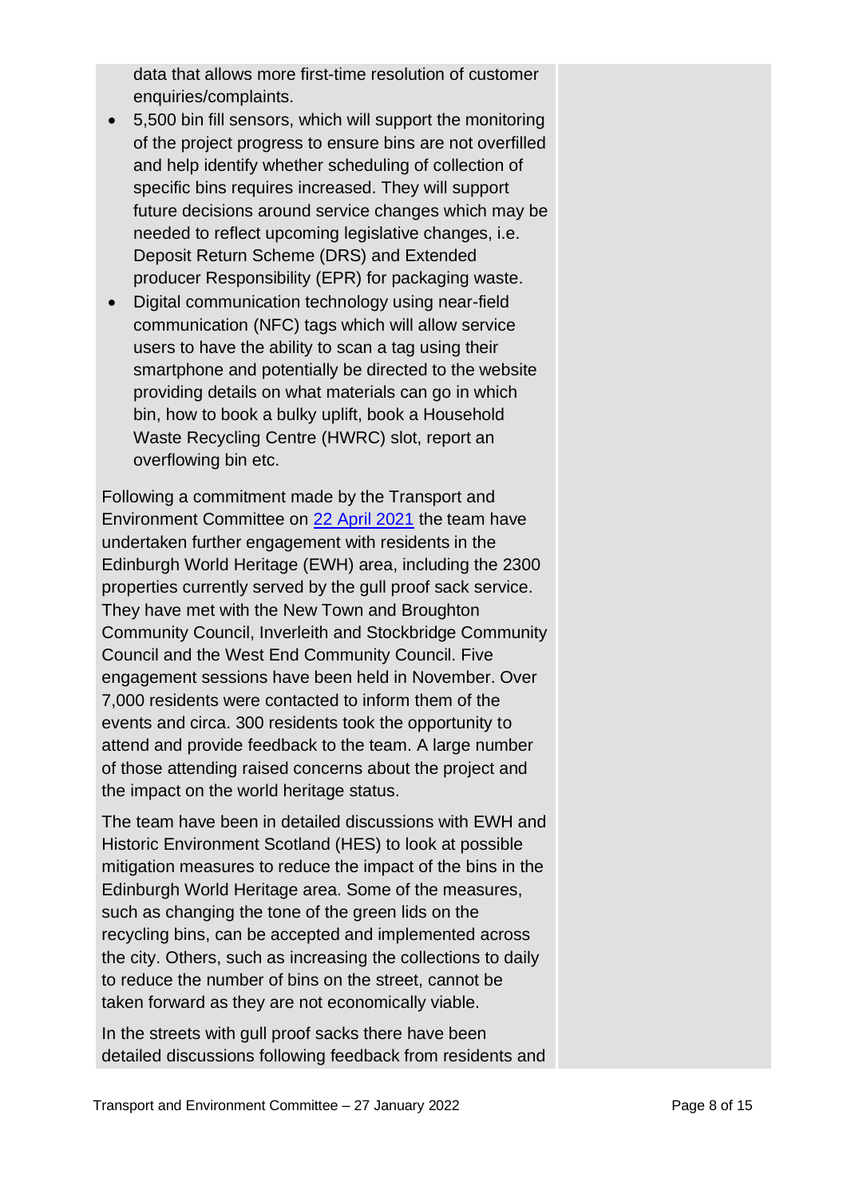data that allows more first-time resolution of customer enquiries/complaints.

- 5,500 bin fill sensors, which will support the monitoring of the project progress to ensure bins are not overfilled and help identify whether scheduling of collection of specific bins requires increased. They will support future decisions around service changes which may be needed to reflect upcoming legislative changes, i.e. Deposit Return Scheme (DRS) and Extended producer Responsibility (EPR) for packaging waste.
- Digital communication technology using near-field communication (NFC) tags which will allow service users to have the ability to scan a tag using their smartphone and potentially be directed to the website providing details on what materials can go in which bin, how to book a bulky uplift, book a Household Waste Recycling Centre (HWRC) slot, report an overflowing bin etc.

Following a commitment made by the Transport and Environment Committee on [22 April 2021]() the team have undertaken further engagement with residents in the Edinburgh World Heritage (EWH) area, including the 2300 properties currently served by the gull proof sack service. They have met with the New Town and Broughton Community Council, Inverleith and Stockbridge Community Council and the West End Community Council. Five engagement sessions have been held in November. Over 7,000 residents were contacted to inform them of the events and circa. 300 residents took the opportunity to attend and provide feedback to the team. A large number of those attending raised concerns about the project and the impact on the world heritage status.

The team have been in detailed discussions with EWH and Historic Environment Scotland (HES) to look at possible mitigation measures to reduce the impact of the bins in the Edinburgh World Heritage area. Some of the measures, such as changing the tone of the green lids on the recycling bins, can be accepted and implemented across the city. Others, such as increasing the collections to daily to reduce the number of bins on the street, cannot be taken forward as they are not economically viable.

In the streets with gull proof sacks there have been detailed discussions following feedback from residents and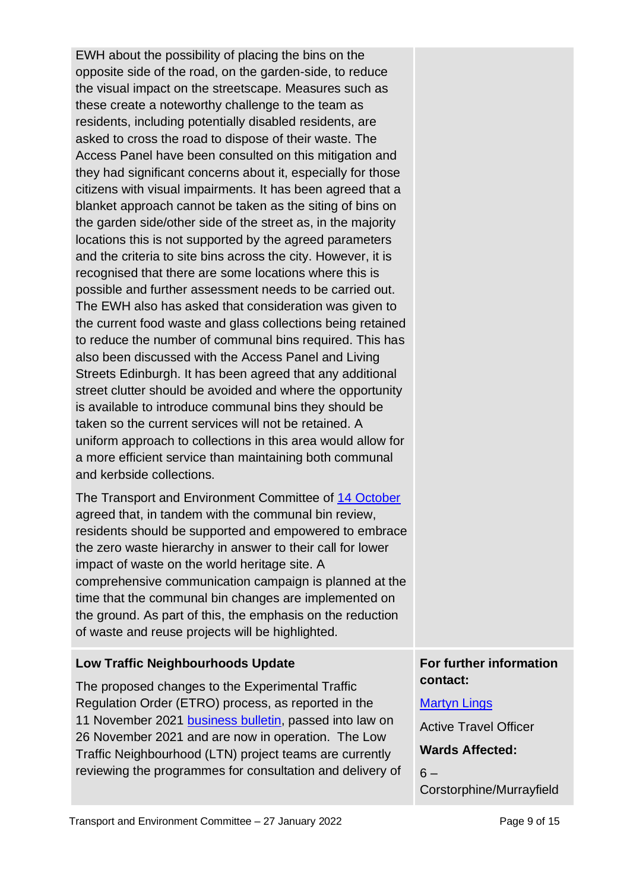EWH about the possibility of placing the bins on the opposite side of the road, on the garden-side, to reduce the visual impact on the streetscape. Measures such as these create a noteworthy challenge to the team as residents, including potentially disabled residents, are asked to cross the road to dispose of their waste. The Access Panel have been consulted on this mitigation and they had significant concerns about it, especially for those citizens with visual impairments. It has been agreed that a blanket approach cannot be taken as the siting of bins on the garden side/other side of the street as, in the majority locations this is not supported by the agreed parameters and the criteria to site bins across the city. However, it is recognised that there are some locations where this is possible and further assessment needs to be carried out. The EWH also has asked that consideration was given to the current food waste and glass collections being retained to reduce the number of communal bins required. This has also been discussed with the Access Panel and Living Streets Edinburgh. It has been agreed that any additional street clutter should be avoided and where the opportunity is available to introduce communal bins they should be taken so the current services will not be retained. A uniform approach to collections in this area would allow for a more efficient service than maintaining both communal and kerbside collections.

The Transport and Environment Committee of [14 October] agreed that, in tandem with the communal bin review, residents should be supported and empowered to embrace the zero waste hierarchy in answer to their call for lower impact of waste on the world heritage site. A comprehensive communication campaign is planned at the time that the communal bin changes are implemented on the ground. As part of this, the emphasis on the reduction of waste and reuse projects will be highlighted.

### Low Traffic Neighbourhoods Update

The proposed changes to the Experimental Traffic Regulation Order (ETRO) process, as reported in the 11 November 2021 [business bulletin], passed into law on 26 November 2021 and are now in operation. The Low Traffic Neighbourhood (LTN) project teams are currently reviewing the programmes for consultation and delivery of

**For further information contact:**

[Martyn Lings]

Active Travel Officer

**Wards Affected:**

6 – Corstorphine/Murrayfield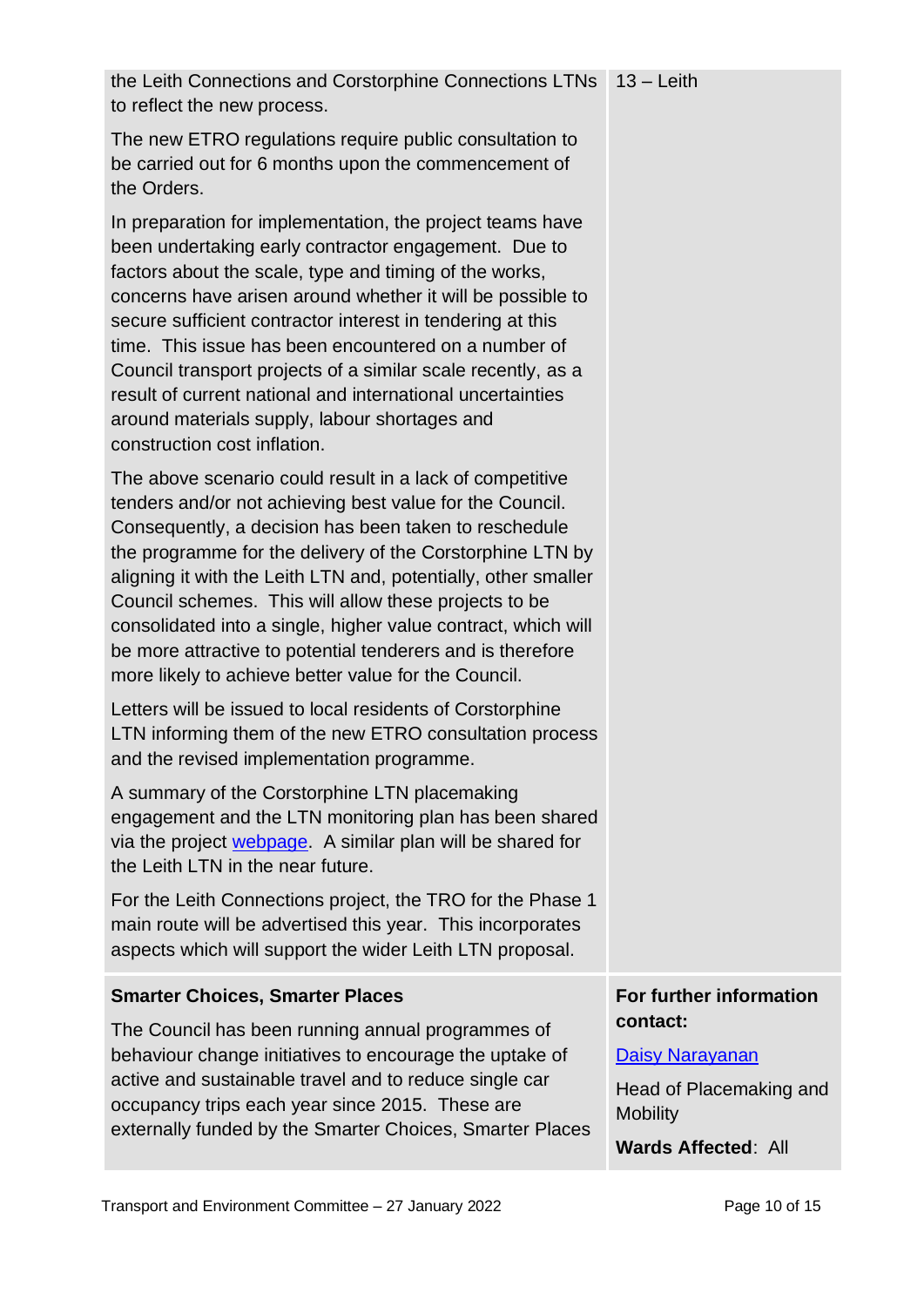| | |
|---|---|
| the Leith Connections and Corstorphine Connections LTNs to reflect the new process.<br><br>The new ETRO regulations require public consultation to be carried out for 6 months upon the commencement of the Orders.<br><br>In preparation for implementation, the project teams have been undertaking early contractor engagement. Due to factors about the scale, type and timing of the works, concerns have arisen around whether it will be possible to secure sufficient contractor interest in tendering at this time. This issue has been encountered on a number of Council transport projects of a similar scale recently, as a result of current national and international uncertainties around materials supply, labour shortages and construction cost inflation.<br><br>The above scenario could result in a lack of competitive tenders and/or not achieving best value for the Council. Consequently, a decision has been taken to reschedule the programme for the delivery of the Corstorphine LTN by aligning it with the Leith LTN and, potentially, other smaller Council schemes. This will allow these projects to be consolidated into a single, higher value contract, which will be more attractive to potential tenderers and is therefore more likely to achieve better value for the Council.<br><br>Letters will be issued to local residents of Corstorphine LTN informing them of the new ETRO consultation process and the revised implementation programme.<br><br>A summary of the Corstorphine LTN placemaking engagement and the LTN monitoring plan has been shared via the project webpage. A similar plan will be shared for the Leith LTN in the near future.<br><br>For the Leith Connections project, the TRO for the Phase 1 main route will be advertised this year. This incorporates aspects which will support the wider Leith LTN proposal. | 13 – Leith |
| **Smarter Choices, Smarter Places**<br><br>The Council has been running annual programmes of behaviour change initiatives to encourage the uptake of active and sustainable travel and to reduce single car occupancy trips each year since 2015. These are externally funded by the Smarter Choices, Smarter Places | **For further information contact:**<br><br>Daisy Narayanan<br><br>Head of Placemaking and Mobility<br><br>**Wards Affected**: All |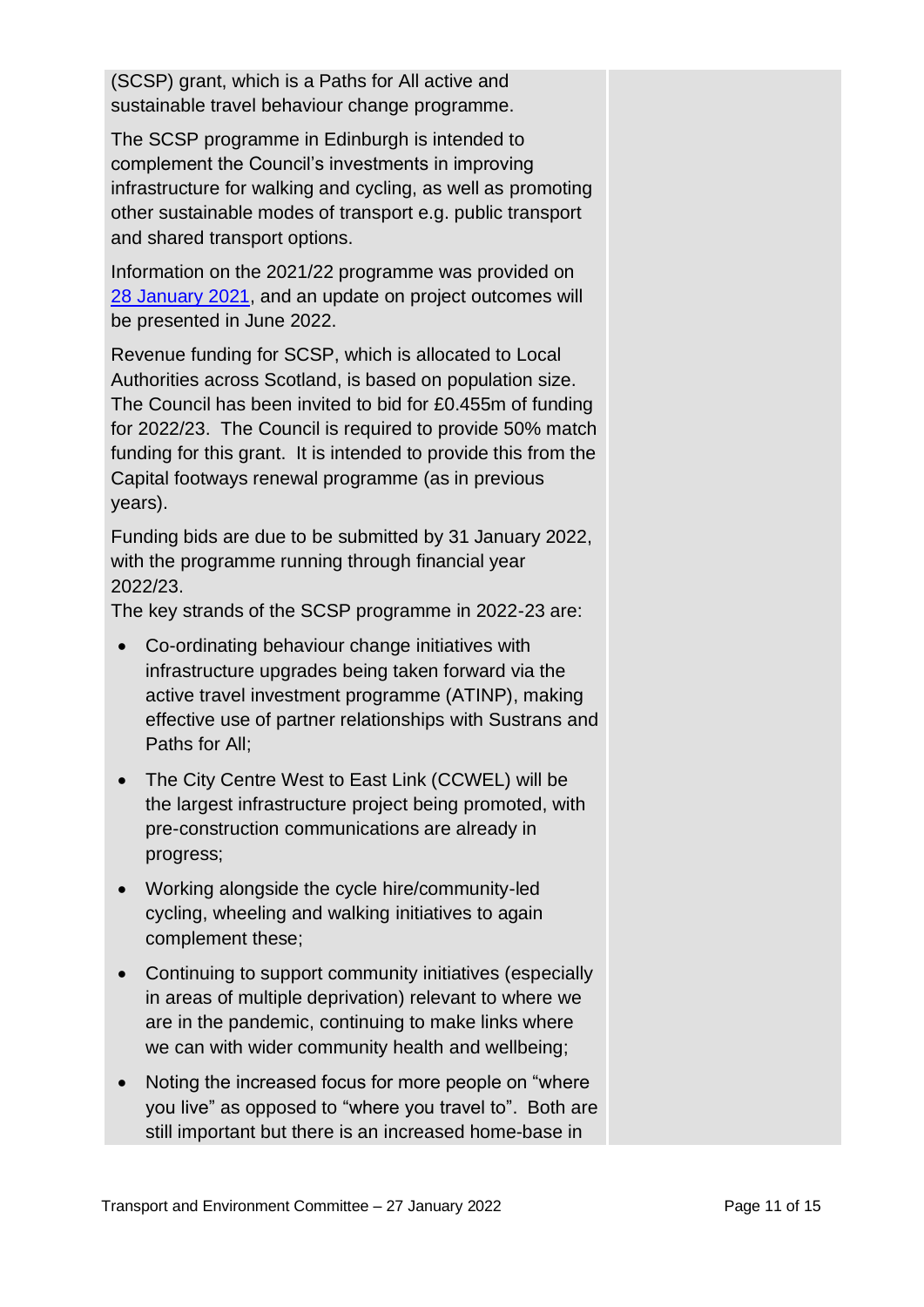(SCSP) grant, which is a Paths for All active and sustainable travel behaviour change programme.

The SCSP programme in Edinburgh is intended to complement the Council's investments in improving infrastructure for walking and cycling, as well as promoting other sustainable modes of transport e.g. public transport and shared transport options.

Information on the 2021/22 programme was provided on [28 January 2021](), and an update on project outcomes will be presented in June 2022.

Revenue funding for SCSP, which is allocated to Local Authorities across Scotland, is based on population size. The Council has been invited to bid for £0.455m of funding for 2022/23. The Council is required to provide 50% match funding for this grant. It is intended to provide this from the Capital footways renewal programme (as in previous years).

Funding bids are due to be submitted by 31 January 2022, with the programme running through financial year 2022/23.

The key strands of the SCSP programme in 2022-23 are:

- Co-ordinating behaviour change initiatives with infrastructure upgrades being taken forward via the active travel investment programme (ATINP), making effective use of partner relationships with Sustrans and Paths for All;
- The City Centre West to East Link (CCWEL) will be the largest infrastructure project being promoted, with pre-construction communications are already in progress;
- Working alongside the cycle hire/community-led cycling, wheeling and walking initiatives to again complement these;
- Continuing to support community initiatives (especially in areas of multiple deprivation) relevant to where we are in the pandemic, continuing to make links where we can with wider community health and wellbeing;
- Noting the increased focus for more people on "where you live" as opposed to "where you travel to". Both are still important but there is an increased home-base in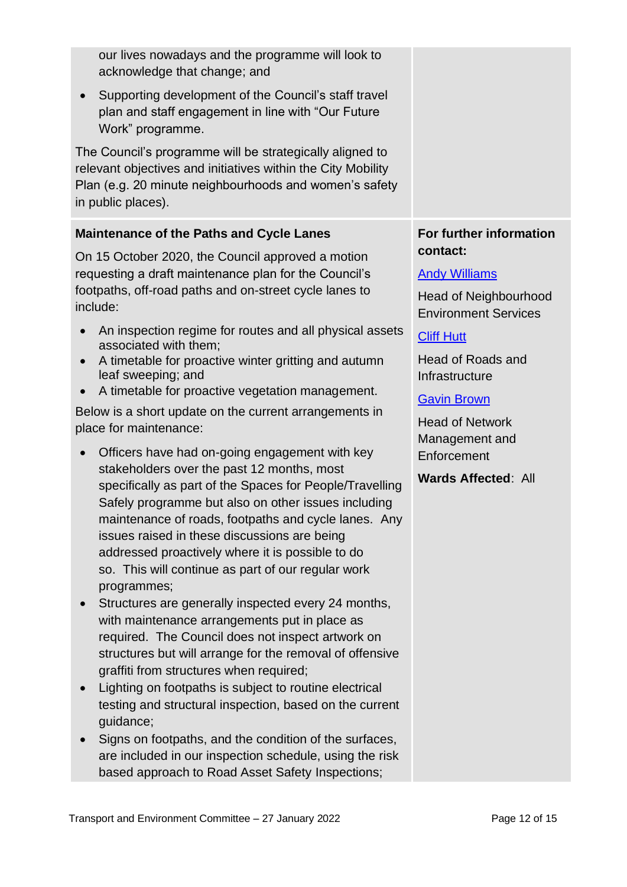our lives nowadays and the programme will look to acknowledge that change; and

- Supporting development of the Council's staff travel plan and staff engagement in line with "Our Future Work" programme.

The Council's programme will be strategically aligned to relevant objectives and initiatives within the City Mobility Plan (e.g. 20 minute neighbourhoods and women's safety in public places).

**Maintenance of the Paths and Cycle Lanes**

On 15 October 2020, the Council approved a motion requesting a draft maintenance plan for the Council's footpaths, off-road paths and on-street cycle lanes to include:

- An inspection regime for routes and all physical assets associated with them;
- A timetable for proactive winter gritting and autumn leaf sweeping; and
- A timetable for proactive vegetation management.

Below is a short update on the current arrangements in place for maintenance:

- Officers have had on-going engagement with key stakeholders over the past 12 months, most specifically as part of the Spaces for People/Travelling Safely programme but also on other issues including maintenance of roads, footpaths and cycle lanes. Any issues raised in these discussions are being addressed proactively where it is possible to do so. This will continue as part of our regular work programmes;
- Structures are generally inspected every 24 months, with maintenance arrangements put in place as required. The Council does not inspect artwork on structures but will arrange for the removal of offensive graffiti from structures when required;
- Lighting on footpaths is subject to routine electrical testing and structural inspection, based on the current guidance;
- Signs on footpaths, and the condition of the surfaces, are included in our inspection schedule, using the risk based approach to Road Asset Safety Inspections;

**For further information contact:**

Andy Williams

Head of Neighbourhood Environment Services

Cliff Hutt

Head of Roads and Infrastructure

Gavin Brown

Head of Network Management and Enforcement

**Wards Affected**: All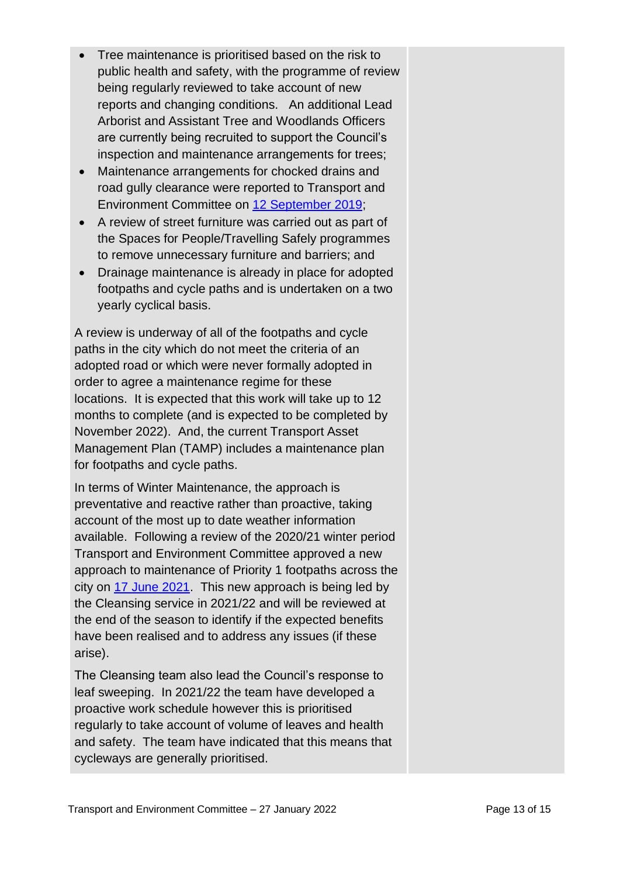- Tree maintenance is prioritised based on the risk to public health and safety, with the programme of review being regularly reviewed to take account of new reports and changing conditions.  An additional Lead Arborist and Assistant Tree and Woodlands Officers are currently being recruited to support the Council's inspection and maintenance arrangements for trees;
- Maintenance arrangements for chocked drains and road gully clearance were reported to Transport and Environment Committee on 12 September 2019;
- A review of street furniture was carried out as part of the Spaces for People/Travelling Safely programmes to remove unnecessary furniture and barriers; and
- Drainage maintenance is already in place for adopted footpaths and cycle paths and is undertaken on a two yearly cyclical basis.

A review is underway of all of the footpaths and cycle paths in the city which do not meet the criteria of an adopted road or which were never formally adopted in order to agree a maintenance regime for these locations.  It is expected that this work will take up to 12 months to complete (and is expected to be completed by November 2022).  And, the current Transport Asset Management Plan (TAMP) includes a maintenance plan for footpaths and cycle paths.

In terms of Winter Maintenance, the approach is preventative and reactive rather than proactive, taking account of the most up to date weather information available.  Following a review of the 2020/21 winter period Transport and Environment Committee approved a new approach to maintenance of Priority 1 footpaths across the city on 17 June 2021.  This new approach is being led by the Cleansing service in 2021/22 and will be reviewed at the end of the season to identify if the expected benefits have been realised and to address any issues (if these arise).

The Cleansing team also lead the Council's response to leaf sweeping.  In 2021/22 the team have developed a proactive work schedule however this is prioritised regularly to take account of volume of leaves and health and safety.  The team have indicated that this means that cycleways are generally prioritised.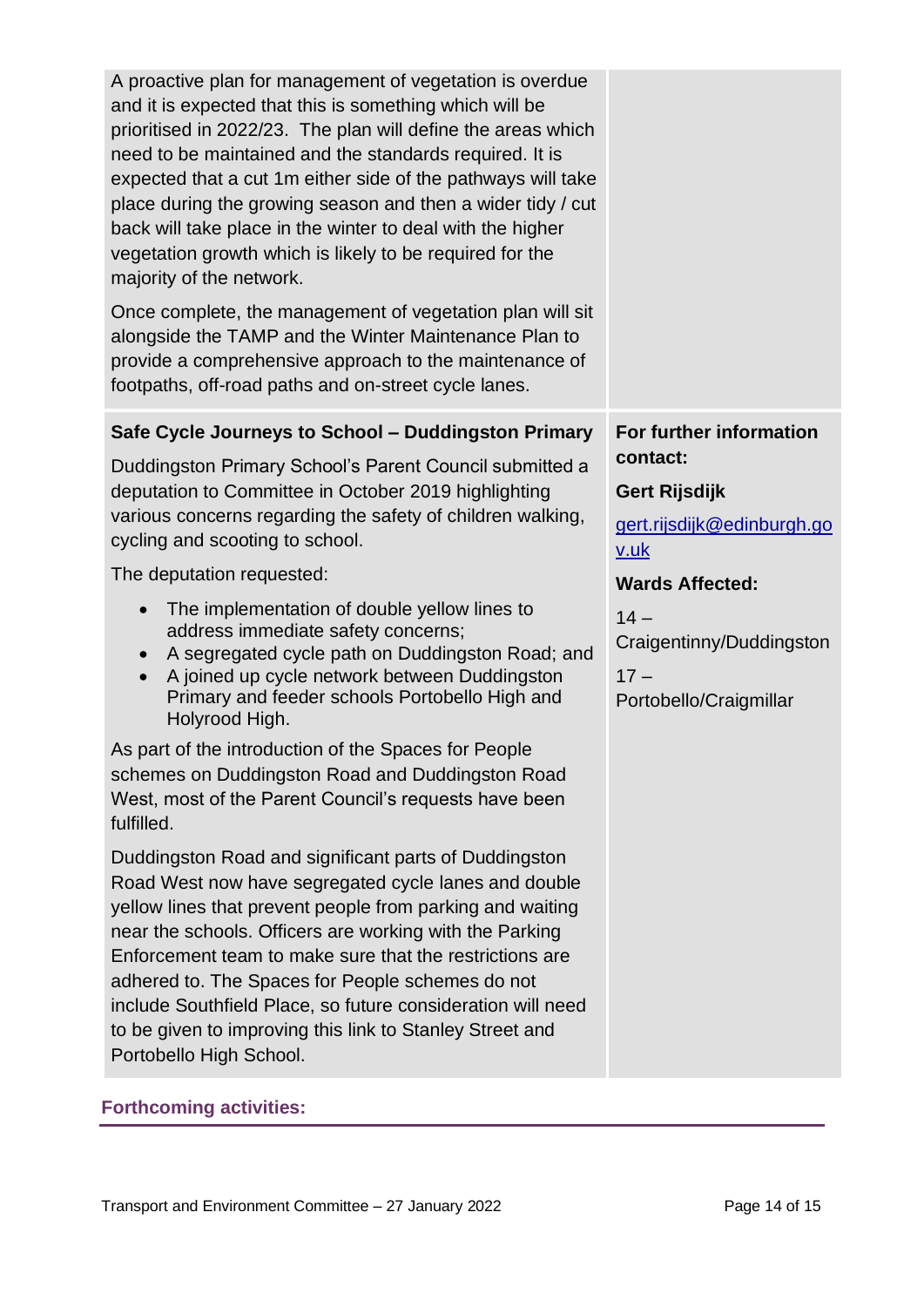| | |
|---|---|
| A proactive plan for management of vegetation is overdue and it is expected that this is something which will be prioritised in 2022/23. The plan will define the areas which need to be maintained and the standards required. It is expected that a cut 1m either side of the pathways will take place during the growing season and then a wider tidy / cut back will take place in the winter to deal with the higher vegetation growth which is likely to be required for the majority of the network.<br><br>Once complete, the management of vegetation plan will sit alongside the TAMP and the Winter Maintenance Plan to provide a comprehensive approach to the maintenance of footpaths, off-road paths and on-street cycle lanes. | |
| **Safe Cycle Journeys to School – Duddingston Primary**<br><br>Duddingston Primary School's Parent Council submitted a deputation to Committee in October 2019 highlighting various concerns regarding the safety of children walking, cycling and scooting to school.<br><br>The deputation requested:<br><br>• The implementation of double yellow lines to address immediate safety concerns;<br>• A segregated cycle path on Duddingston Road; and<br>• A joined up cycle network between Duddingston Primary and feeder schools Portobello High and Holyrood High.<br><br>As part of the introduction of the Spaces for People schemes on Duddingston Road and Duddingston Road West, most of the Parent Council's requests have been fulfilled.<br><br>Duddingston Road and significant parts of Duddingston Road West now have segregated cycle lanes and double yellow lines that prevent people from parking and waiting near the schools. Officers are working with the Parking Enforcement team to make sure that the restrictions are adhered to. The Spaces for People schemes do not include Southfield Place, so future consideration will need to be given to improving this link to Stanley Street and Portobello High School. | **For further information contact:**<br><br>**Gert Rijsdijk**<br><br>gert.rijsdijk@edinburgh.gov.uk<br><br>**Wards Affected:**<br><br>14 – Craigentinny/Duddingston<br><br>17 – Portobello/Craigmillar |

**Forthcoming activities:**